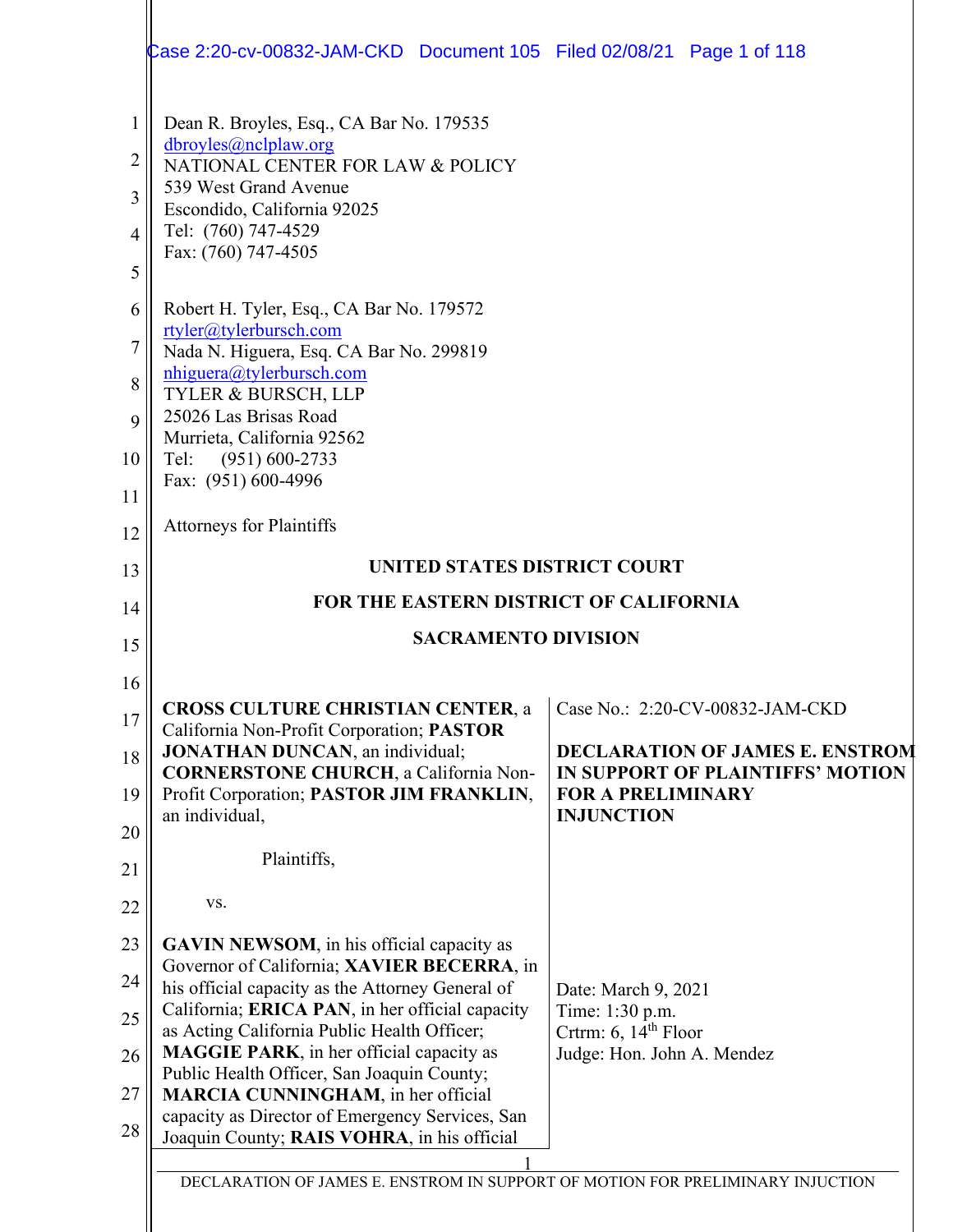Dean R. Broyles, Esq., CA Bar No. 179535
dbroyles@nclplaw.org
NATIONAL CENTER FOR LAW & POLICY
539 West Grand Avenue
Escondido, California 92025
Tel: (760) 747-4529
Fax: (760) 747-4505

Robert H. Tyler, Esq., CA Bar No. 179572
rtyler@tylerbursch.com
Nada N. Higuera, Esq. CA Bar No. 299819
nhiguera@tylerbursch.com
TYLER & BURSCH, LLP
25026 Las Brisas Road
Murrieta, California 92562
Tel: (951) 600-2733
Fax: (951) 600-4996

Attorneys for Plaintiffs

**UNITED STATES DISTRICT COURT**

**FOR THE EASTERN DISTRICT OF CALIFORNIA**

**SACRAMENTO DIVISION**

| | |
|---|---|
| **CROSS CULTURE CHRISTIAN CENTER**, a California Non-Profit Corporation; **PASTOR JONATHAN DUNCAN**, an individual; **CORNERSTONE CHURCH**, a California Non-Profit Corporation; **PASTOR JIM FRANKLIN**, an individual,<br><br>Plaintiffs,<br><br>vs.<br><br>**GAVIN NEWSOM**, in his official capacity as Governor of California; **XAVIER BECERRA**, in his official capacity as the Attorney General of California; **ERICA PAN**, in her official capacity as Acting California Public Health Officer; **MAGGIE PARK**, in her official capacity as Public Health Officer, San Joaquin County; **MARCIA CUNNINGHAM**, in her official capacity as Director of Emergency Services, San Joaquin County; **RAIS VOHRA**, in his official | Case No.: 2:20-CV-00832-JAM-CKD<br><br>**DECLARATION OF JAMES E. ENSTROM IN SUPPORT OF PLAINTIFFS' MOTION FOR A PRELIMINARY INJUNCTION**<br><br>Date: March 9, 2021<br>Time: 1:30 p.m.<br>Crtrm: 6, 14th Floor<br>Judge: Hon. John A. Mendez |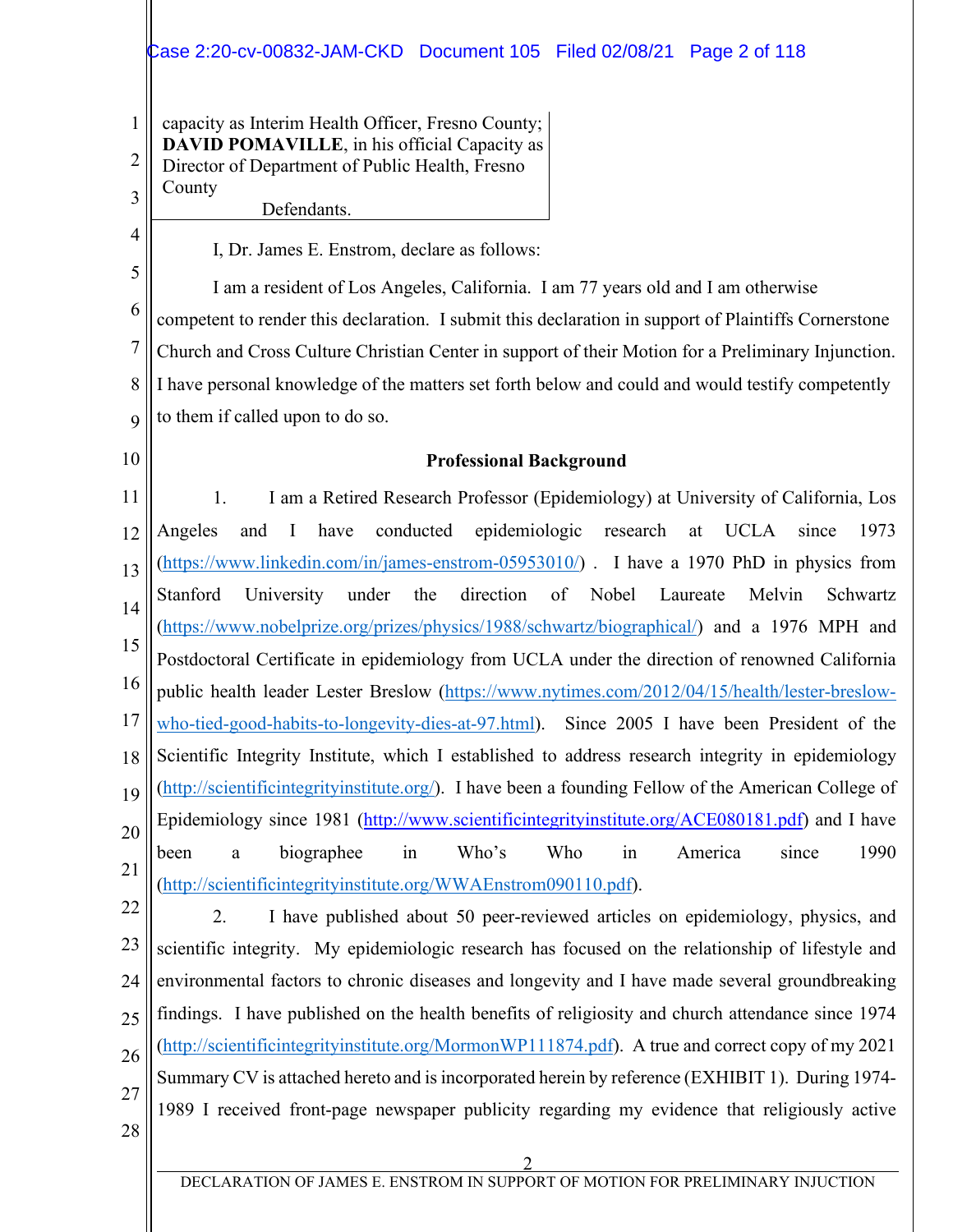capacity as Interim Health Officer, Fresno County; **DAVID POMAVILLE**, in his official Capacity as Director of Department of Public Health, Fresno County

Defendants.

I, Dr. James E. Enstrom, declare as follows:

I am a resident of Los Angeles, California. I am 77 years old and I am otherwise competent to render this declaration. I submit this declaration in support of Plaintiffs Cornerstone Church and Cross Culture Christian Center in support of their Motion for a Preliminary Injunction. I have personal knowledge of the matters set forth below and could and would testify competently to them if called upon to do so.

**Professional Background**

1. I am a Retired Research Professor (Epidemiology) at University of California, Los Angeles and I have conducted epidemiologic research at UCLA since 1973 (https://www.linkedin.com/in/james-enstrom-05953010/) . I have a 1970 PhD in physics from Stanford University under the direction of Nobel Laureate Melvin Schwartz (https://www.nobelprize.org/prizes/physics/1988/schwartz/biographical/) and a 1976 MPH and Postdoctoral Certificate in epidemiology from UCLA under the direction of renowned California public health leader Lester Breslow (https://www.nytimes.com/2012/04/15/health/lester-breslow-who-tied-good-habits-to-longevity-dies-at-97.html). Since 2005 I have been President of the Scientific Integrity Institute, which I established to address research integrity in epidemiology (http://scientificintegrityinstitute.org/). I have been a founding Fellow of the American College of Epidemiology since 1981 (http://www.scientificintegrityinstitute.org/ACE080181.pdf) and I have been a biographee in Who's Who in America since 1990 (http://scientificintegrityinstitute.org/WWAEnstrom090110.pdf).

2. I have published about 50 peer-reviewed articles on epidemiology, physics, and scientific integrity. My epidemiologic research has focused on the relationship of lifestyle and environmental factors to chronic diseases and longevity and I have made several groundbreaking findings. I have published on the health benefits of religiosity and church attendance since 1974 (http://scientificintegrityinstitute.org/MormonWP111874.pdf). A true and correct copy of my 2021 Summary CV is attached hereto and is incorporated herein by reference (EXHIBIT 1). During 1974-1989 I received front-page newspaper publicity regarding my evidence that religiously active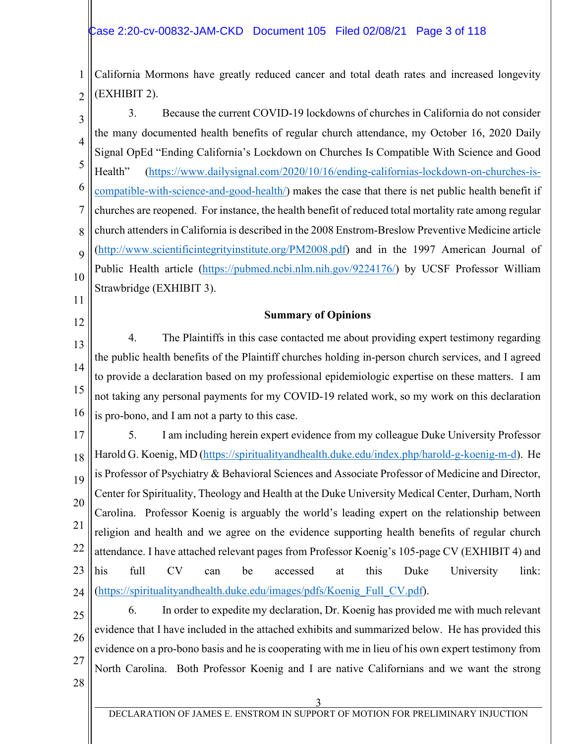California Mormons have greatly reduced cancer and total death rates and increased longevity (EXHIBIT 2).

3. Because the current COVID-19 lockdowns of churches in California do not consider the many documented health benefits of regular church attendance, my October 16, 2020 Daily Signal OpEd "Ending California's Lockdown on Churches Is Compatible With Science and Good Health" (https://www.dailysignal.com/2020/10/16/ending-californias-lockdown-on-churches-is-compatible-with-science-and-good-health/) makes the case that there is net public health benefit if churches are reopened. For instance, the health benefit of reduced total mortality rate among regular church attenders in California is described in the 2008 Enstrom-Breslow Preventive Medicine article (http://www.scientificintegrityinstitute.org/PM2008.pdf) and in the 1997 American Journal of Public Health article (https://pubmed.ncbi.nlm.nih.gov/9224176/) by UCSF Professor William Strawbridge (EXHIBIT 3).

**Summary of Opinions**

4. The Plaintiffs in this case contacted me about providing expert testimony regarding the public health benefits of the Plaintiff churches holding in-person church services, and I agreed to provide a declaration based on my professional epidemiologic expertise on these matters. I am not taking any personal payments for my COVID-19 related work, so my work on this declaration is pro-bono, and I am not a party to this case.

5. I am including herein expert evidence from my colleague Duke University Professor Harold G. Koenig, MD (https://spiritualityandhealth.duke.edu/index.php/harold-g-koenig-m-d). He is Professor of Psychiatry & Behavioral Sciences and Associate Professor of Medicine and Director, Center for Spirituality, Theology and Health at the Duke University Medical Center, Durham, North Carolina. Professor Koenig is arguably the world's leading expert on the relationship between religion and health and we agree on the evidence supporting health benefits of regular church attendance. I have attached relevant pages from Professor Koenig's 105-page CV (EXHIBIT 4) and his full CV can be accessed at this Duke University link: (https://spiritualityandhealth.duke.edu/images/pdfs/Koenig_Full_CV.pdf).

6. In order to expedite my declaration, Dr. Koenig has provided me with much relevant evidence that I have included in the attached exhibits and summarized below. He has provided this evidence on a pro-bono basis and he is cooperating with me in lieu of his own expert testimony from North Carolina. Both Professor Koenig and I are native Californians and we want the strong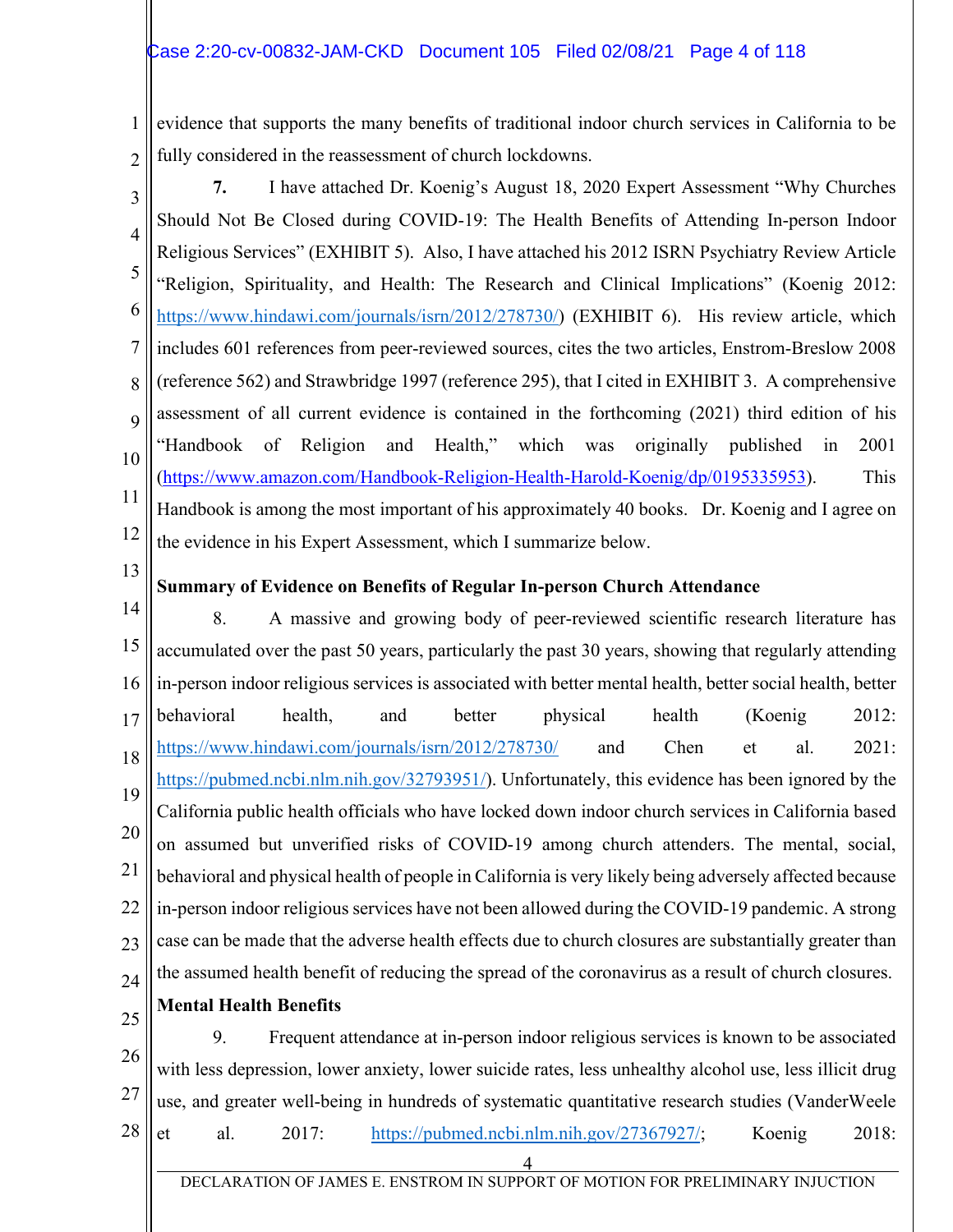evidence that supports the many benefits of traditional indoor church services in California to be fully considered in the reassessment of church lockdowns.

**7.** I have attached Dr. Koenig's August 18, 2020 Expert Assessment "Why Churches Should Not Be Closed during COVID-19: The Health Benefits of Attending In-person Indoor Religious Services" (EXHIBIT 5). Also, I have attached his 2012 ISRN Psychiatry Review Article "Religion, Spirituality, and Health: The Research and Clinical Implications" (Koenig 2012: https://www.hindawi.com/journals/isrn/2012/278730/) (EXHIBIT 6). His review article, which includes 601 references from peer-reviewed sources, cites the two articles, Enstrom-Breslow 2008 (reference 562) and Strawbridge 1997 (reference 295), that I cited in EXHIBIT 3. A comprehensive assessment of all current evidence is contained in the forthcoming (2021) third edition of his "Handbook of Religion and Health," which was originally published in 2001 (https://www.amazon.com/Handbook-Religion-Health-Harold-Koenig/dp/0195335953). This Handbook is among the most important of his approximately 40 books. Dr. Koenig and I agree on the evidence in his Expert Assessment, which I summarize below.

**Summary of Evidence on Benefits of Regular In-person Church Attendance**

8. A massive and growing body of peer-reviewed scientific research literature has accumulated over the past 50 years, particularly the past 30 years, showing that regularly attending in-person indoor religious services is associated with better mental health, better social health, better behavioral health, and better physical health (Koenig 2012: https://www.hindawi.com/journals/isrn/2012/278730/ and Chen et al. 2021: https://pubmed.ncbi.nlm.nih.gov/32793951/). Unfortunately, this evidence has been ignored by the California public health officials who have locked down indoor church services in California based on assumed but unverified risks of COVID-19 among church attenders. The mental, social, behavioral and physical health of people in California is very likely being adversely affected because in-person indoor religious services have not been allowed during the COVID-19 pandemic. A strong case can be made that the adverse health effects due to church closures are substantially greater than the assumed health benefit of reducing the spread of the coronavirus as a result of church closures.

**Mental Health Benefits**

9. Frequent attendance at in-person indoor religious services is known to be associated with less depression, lower anxiety, lower suicide rates, less unhealthy alcohol use, less illicit drug use, and greater well-being in hundreds of systematic quantitative research studies (VanderWeele et al. 2017: https://pubmed.ncbi.nlm.nih.gov/27367927/; Koenig 2018: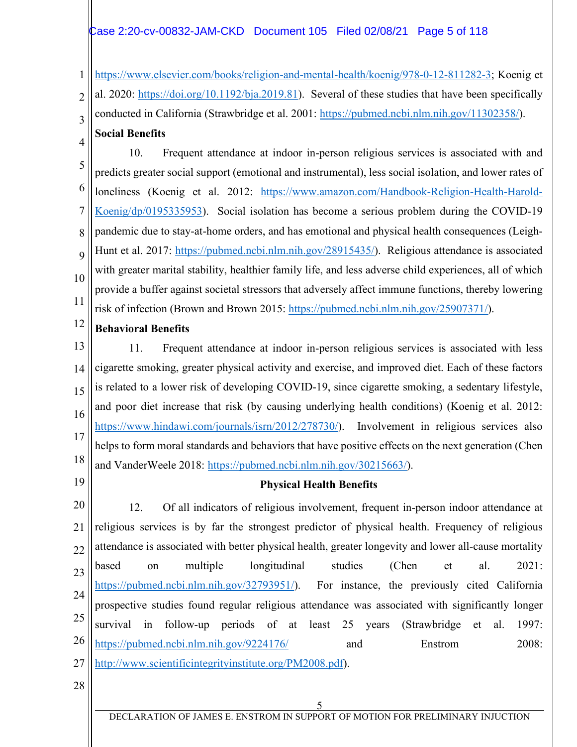https://www.elsevier.com/books/religion-and-mental-health/koenig/978-0-12-811282-3; Koenig et al. 2020: https://doi.org/10.1192/bja.2019.81). Several of these studies that have been specifically conducted in California (Strawbridge et al. 2001: https://pubmed.ncbi.nlm.nih.gov/11302358/).

**Social Benefits**

10. Frequent attendance at indoor in-person religious services is associated with and predicts greater social support (emotional and instrumental), less social isolation, and lower rates of loneliness (Koenig et al. 2012: https://www.amazon.com/Handbook-Religion-Health-Harold-Koenig/dp/0195335953). Social isolation has become a serious problem during the COVID-19 pandemic due to stay-at-home orders, and has emotional and physical health consequences (Leigh-Hunt et al. 2017: https://pubmed.ncbi.nlm.nih.gov/28915435/). Religious attendance is associated with greater marital stability, healthier family life, and less adverse child experiences, all of which provide a buffer against societal stressors that adversely affect immune functions, thereby lowering risk of infection (Brown and Brown 2015: https://pubmed.ncbi.nlm.nih.gov/25907371/).

**Behavioral Benefits**

11. Frequent attendance at indoor in-person religious services is associated with less cigarette smoking, greater physical activity and exercise, and improved diet. Each of these factors is related to a lower risk of developing COVID-19, since cigarette smoking, a sedentary lifestyle, and poor diet increase that risk (by causing underlying health conditions) (Koenig et al. 2012: https://www.hindawi.com/journals/isrn/2012/278730/). Involvement in religious services also helps to form moral standards and behaviors that have positive effects on the next generation (Chen and VanderWeele 2018: https://pubmed.ncbi.nlm.nih.gov/30215663/).

**Physical Health Benefits**

12. Of all indicators of religious involvement, frequent in-person indoor attendance at religious services is by far the strongest predictor of physical health. Frequency of religious attendance is associated with better physical health, greater longevity and lower all-cause mortality based on multiple longitudinal studies (Chen et al. 2021: https://pubmed.ncbi.nlm.nih.gov/32793951/). For instance, the previously cited California prospective studies found regular religious attendance was associated with significantly longer survival in follow-up periods of at least 25 years (Strawbridge et al. 1997: https://pubmed.ncbi.nlm.nih.gov/9224176/ and Enstrom 2008: http://www.scientificintegrityinstitute.org/PM2008.pdf).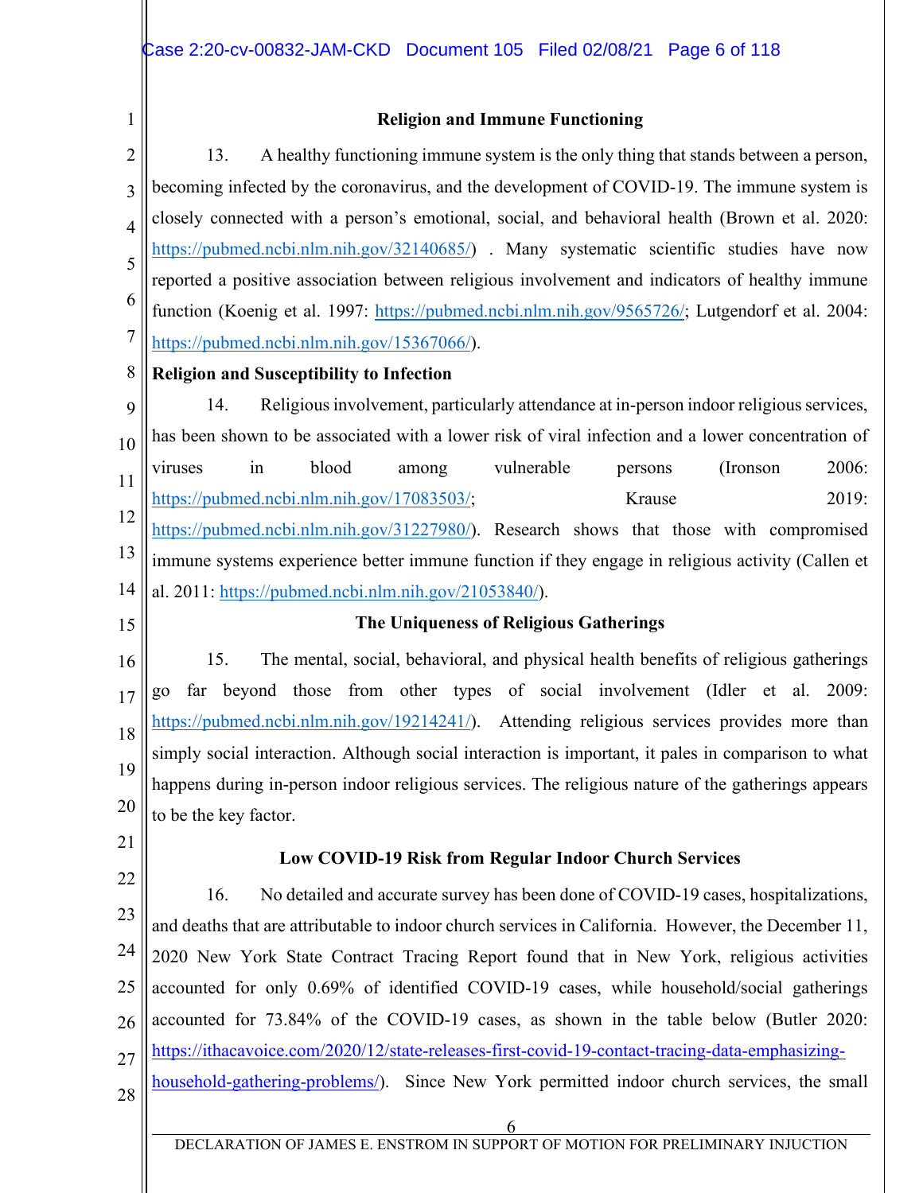### Religion and Immune Functioning

13. A healthy functioning immune system is the only thing that stands between a person, becoming infected by the coronavirus, and the development of COVID-19. The immune system is closely connected with a person's emotional, social, and behavioral health (Brown et al. 2020: https://pubmed.ncbi.nlm.nih.gov/32140685/) . Many systematic scientific studies have now reported a positive association between religious involvement and indicators of healthy immune function (Koenig et al. 1997: https://pubmed.ncbi.nlm.nih.gov/9565726/; Lutgendorf et al. 2004: https://pubmed.ncbi.nlm.nih.gov/15367066/).

**Religion and Susceptibility to Infection**

14. Religious involvement, particularly attendance at in-person indoor religious services, has been shown to be associated with a lower risk of viral infection and a lower concentration of viruses in blood among vulnerable persons (Ironson 2006: https://pubmed.ncbi.nlm.nih.gov/17083503/; Krause 2019: https://pubmed.ncbi.nlm.nih.gov/31227980/). Research shows that those with compromised immune systems experience better immune function if they engage in religious activity (Callen et al. 2011: https://pubmed.ncbi.nlm.nih.gov/21053840/).

### The Uniqueness of Religious Gatherings

15. The mental, social, behavioral, and physical health benefits of religious gatherings go far beyond those from other types of social involvement (Idler et al. 2009: https://pubmed.ncbi.nlm.nih.gov/19214241/). Attending religious services provides more than simply social interaction. Although social interaction is important, it pales in comparison to what happens during in-person indoor religious services. The religious nature of the gatherings appears to be the key factor.

### Low COVID-19 Risk from Regular Indoor Church Services

16. No detailed and accurate survey has been done of COVID-19 cases, hospitalizations, and deaths that are attributable to indoor church services in California. However, the December 11, 2020 New York State Contract Tracing Report found that in New York, religious activities accounted for only 0.69% of identified COVID-19 cases, while household/social gatherings accounted for 73.84% of the COVID-19 cases, as shown in the table below (Butler 2020: https://ithacavoice.com/2020/12/state-releases-first-covid-19-contact-tracing-data-emphasizing-household-gathering-problems/). Since New York permitted indoor church services, the small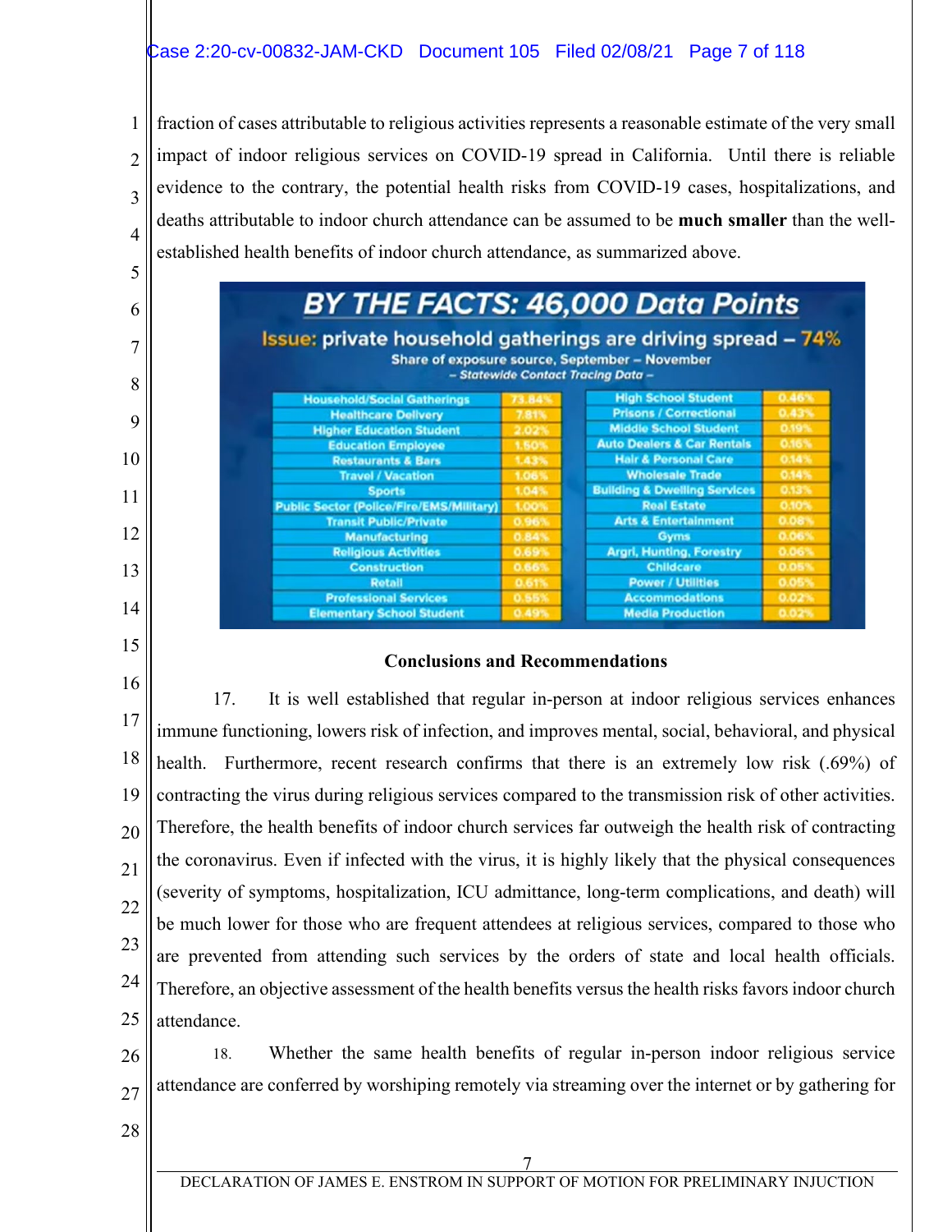fraction of cases attributable to religious activities represents a reasonable estimate of the very small impact of indoor religious services on COVID-19 spread in California. Until there is reliable evidence to the contrary, the potential health risks from COVID-19 cases, hospitalizations, and deaths attributable to indoor church attendance can be assumed to be **much smaller** than the well-established health benefits of indoor church attendance, as summarized above.

**BY THE FACTS: 46,000 Data Points**

**Issue: private household gatherings are driving spread – 74%**

Share of exposure source, September – November

*– Statewide Contact Tracing Data –*

| Source | Share | Source | Share |
|---|---|---|---|
| Household/Social Gatherings | 73.84% | High School Student | 0.46% |
| Healthcare Delivery | 7.81% | Prisons / Correctional | 0.43% |
| Higher Education Student | 2.02% | Middle School Student | 0.19% |
| Education Employee | 1.50% | Auto Dealers & Car Rentals | 0.16% |
| Restaurants & Bars | 1.43% | Hair & Personal Care | 0.14% |
| Travel / Vacation | 1.06% | Wholesale Trade | 0.14% |
| Sports | 1.04% | Building & Dwelling Services | 0.13% |
| Public Sector (Police/Fire/EMS/Military) | 1.00% | Real Estate | 0.10% |
| Transit Public/Private | 0.96% | Arts & Entertainment | 0.08% |
| Manufacturing | 0.84% | Gyms | 0.06% |
| Religious Activities | 0.69% | Argri, Hunting, Forestry | 0.06% |
| Construction | 0.66% | Childcare | 0.05% |
| Retail | 0.61% | Power / Utilities | 0.05% |
| Professional Services | 0.55% | Accommodations | 0.02% |
| Elementary School Student | 0.49% | Media Production | 0.02% |

## Conclusions and Recommendations

17. It is well established that regular in-person at indoor religious services enhances immune functioning, lowers risk of infection, and improves mental, social, behavioral, and physical health. Furthermore, recent research confirms that there is an extremely low risk (.69%) of contracting the virus during religious services compared to the transmission risk of other activities. Therefore, the health benefits of indoor church services far outweigh the health risk of contracting the coronavirus. Even if infected with the virus, it is highly likely that the physical consequences (severity of symptoms, hospitalization, ICU admittance, long-term complications, and death) will be much lower for those who are frequent attendees at religious services, compared to those who are prevented from attending such services by the orders of state and local health officials. Therefore, an objective assessment of the health benefits versus the health risks favors indoor church attendance.

18. Whether the same health benefits of regular in-person indoor religious service attendance are conferred by worshiping remotely via streaming over the internet or by gathering for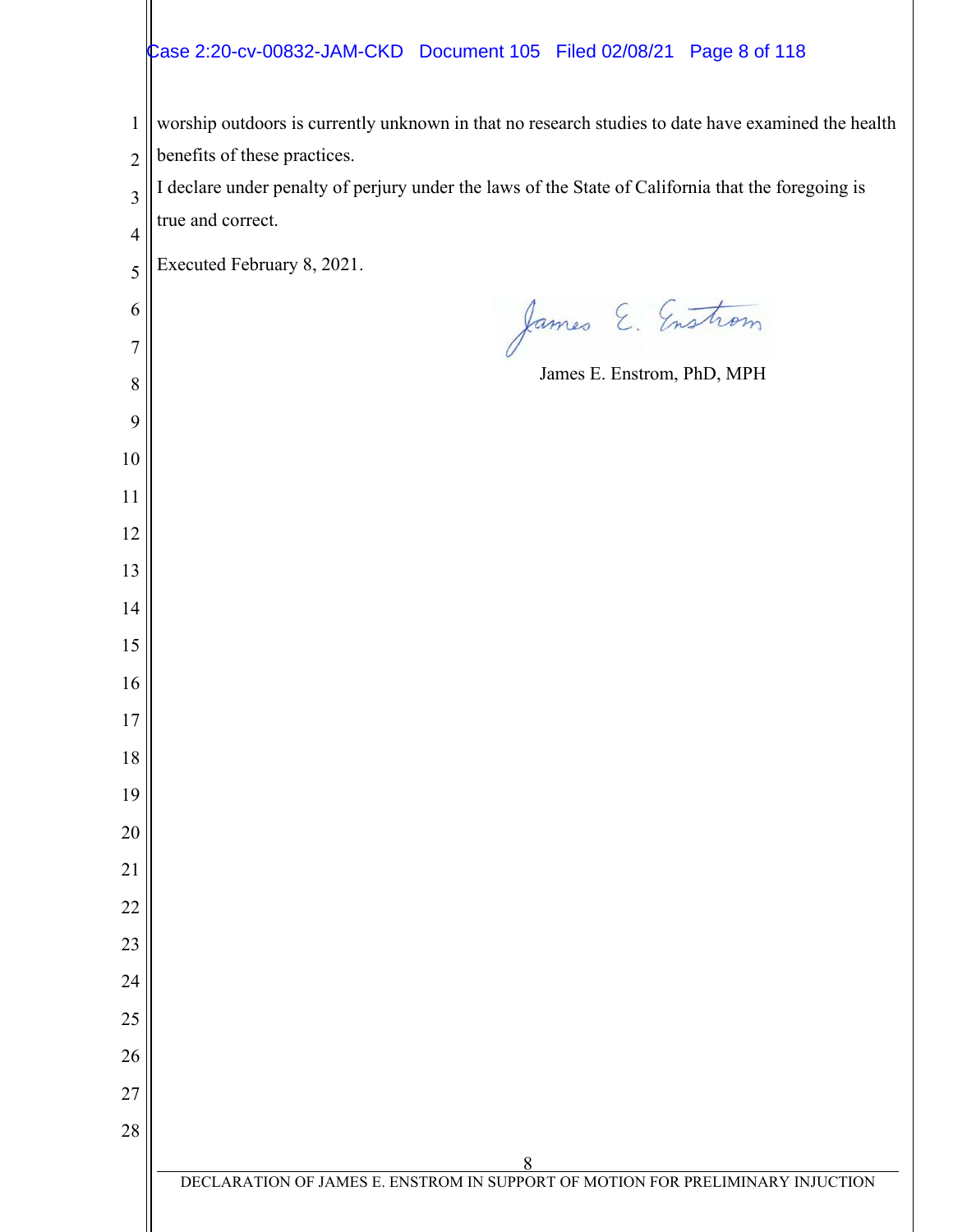worship outdoors is currently unknown in that no research studies to date have examined the health benefits of these practices.

I declare under penalty of perjury under the laws of the State of California that the foregoing is true and correct.

Executed February 8, 2021.

James E. Enstrom

James E. Enstrom, PhD, MPH

DECLARATION OF JAMES E. ENSTROM IN SUPPORT OF MOTION FOR PRELIMINARY INJUCTION